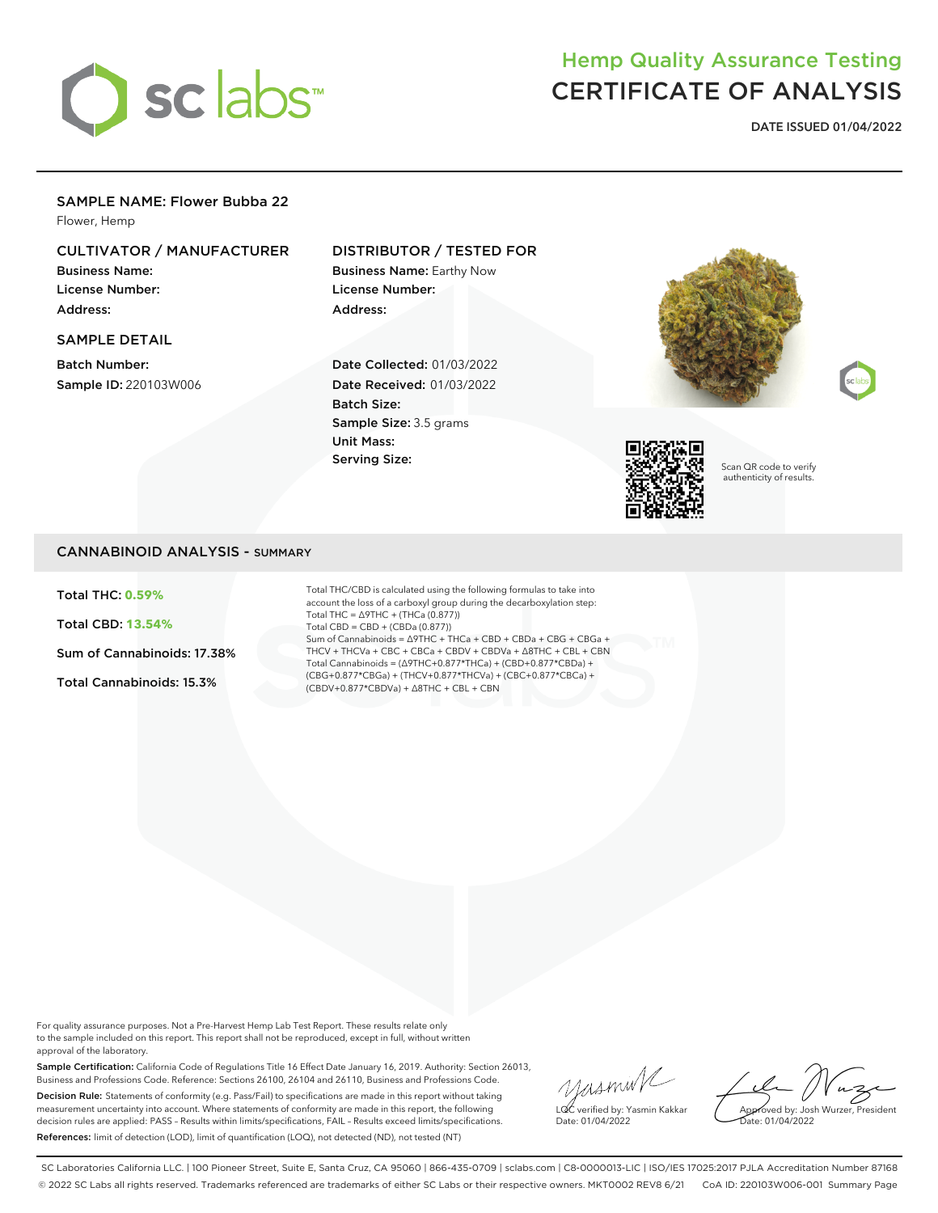# Hemp Quality Assurance Testing
# CERTIFICATE OF ANALYSIS

**DATE ISSUED 01/04/2022**

## SAMPLE NAME: Flower Bubba 22

Flower, Hemp

### CULTIVATOR / MANUFACTURER

**Business Name:**
**License Number:**
**Address:**

### DISTRIBUTOR / TESTED FOR

**Business Name:** Earthy Now
**License Number:**
**Address:**

### SAMPLE DETAIL

**Batch Number:**
**Sample ID:** 220103W006

**Date Collected:** 01/03/2022
**Date Received:** 01/03/2022
**Batch Size:**
**Sample Size:** 3.5 grams
**Unit Mass:**
**Serving Size:**

Scan QR code to verify authenticity of results.

## CANNABINOID ANALYSIS - SUMMARY

**Total THC: 0.59%**

**Total CBD: 13.54%**

**Sum of Cannabinoids: 17.38%**

**Total Cannabinoids: 15.3%**

Total THC/CBD is calculated using the following formulas to take into account the loss of a carboxyl group during the decarboxylation step:
Total THC = Δ9THC + (THCa (0.877))
Total CBD = CBD + (CBDa (0.877))
Sum of Cannabinoids = Δ9THC + THCa + CBD + CBDa + CBG + CBGa + THCV + THCVa + CBC + CBCa + CBDV + CBDVa + Δ8THC + CBL + CBN
Total Cannabinoids = (Δ9THC+0.877*THCa) + (CBD+0.877*CBDa) + (CBG+0.877*CBGa) + (THCV+0.877*THCVa) + (CBC+0.877*CBCa) + (CBDV+0.877*CBDVa) + Δ8THC + CBL + CBN

For quality assurance purposes. Not a Pre-Harvest Hemp Lab Test Report. These results relate only to the sample included on this report. This report shall not be reproduced, except in full, without written approval of the laboratory.

**Sample Certification:** California Code of Regulations Title 16 Effect Date January 16, 2019. Authority: Section 26013, Business and Professions Code. Reference: Sections 26100, 26104 and 26110, Business and Professions Code.

**Decision Rule:** Statements of conformity (e.g. Pass/Fail) to specifications are made in this report without taking measurement uncertainty into account. Where statements of conformity are made in this report, the following decision rules are applied: PASS – Results within limits/specifications, FAIL – Results exceed limits/specifications.

**References:** limit of detection (LOD), limit of quantification (LOQ), not detected (ND), not tested (NT)

LQC verified by: Yasmin Kakkar
Date: 01/04/2022

Approved by: Josh Wurzer, President
Date: 01/04/2022

SC Laboratories California LLC. | 100 Pioneer Street, Suite E, Santa Cruz, CA 95060 | 866-435-0709 | sclabs.com | C8-0000013-LIC | ISO/IES 17025:2017 PJLA Accreditation Number 87168
© 2022 SC Labs all rights reserved. Trademarks referenced are trademarks of either SC Labs or their respective owners. MKT0002 REV8 6/21 CoA ID: 220103W006-001 Summary Page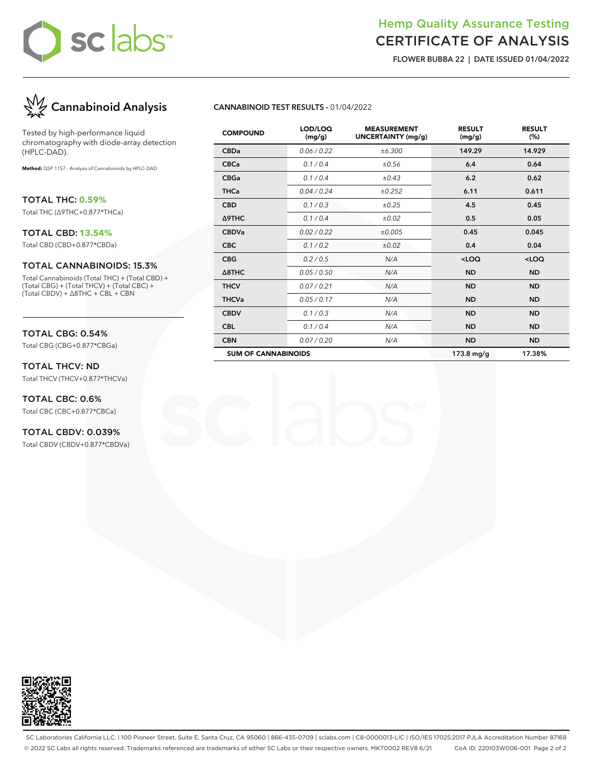# Hemp Quality Assurance Testing
# CERTIFICATE OF ANALYSIS

**FLOWER BUBBA 22 | DATE ISSUED 01/04/2022**

## Cannabinoid Analysis

Tested by high-performance liquid chromatography with diode-array detection (HPLC-DAD).

**Method:** QSP 1157 - Analysis of Cannabinoids by HPLC-DAD

### TOTAL THC: 0.59%

Total THC (Δ9THC+0.877*THCa)

### TOTAL CBD: 13.54%

Total CBD (CBD+0.877*CBDa)

### TOTAL CANNABINOIDS: 15.3%

Total Cannabinoids (Total THC) + (Total CBD) + (Total CBG) + (Total THCV) + (Total CBC) + (Total CBDV) + Δ8THC + CBL + CBN

### TOTAL CBG: 0.54%

Total CBG (CBG+0.877*CBGa)

### TOTAL THCV: ND

Total THCV (THCV+0.877*THCVa)

### TOTAL CBC: 0.6%

Total CBC (CBC+0.877*CBCa)

### TOTAL CBDV: 0.039%

Total CBDV (CBDV+0.877*CBDVa)

**CANNABINOID TEST RESULTS** - 01/04/2022

| COMPOUND | LOD/LOQ (mg/g) | MEASUREMENT UNCERTAINTY (mg/g) | RESULT (mg/g) | RESULT (%) |
|---|---|---|---|---|
| CBDa | 0.06 / 0.22 | ±6.300 | 149.29 | 14.929 |
| CBCa | 0.1 / 0.4 | ±0.56 | 6.4 | 0.64 |
| CBGa | 0.1 / 0.4 | ±0.43 | 6.2 | 0.62 |
| THCa | 0.04 / 0.24 | ±0.252 | 6.11 | 0.611 |
| CBD | 0.1 / 0.3 | ±0.25 | 4.5 | 0.45 |
| Δ9THC | 0.1 / 0.4 | ±0.02 | 0.5 | 0.05 |
| CBDVa | 0.02 / 0.22 | ±0.005 | 0.45 | 0.045 |
| CBC | 0.1 / 0.2 | ±0.02 | 0.4 | 0.04 |
| CBG | 0.2 / 0.5 | N/A | <LOQ | <LOQ |
| Δ8THC | 0.05 / 0.50 | N/A | ND | ND |
| THCV | 0.07 / 0.21 | N/A | ND | ND |
| THCVa | 0.05 / 0.17 | N/A | ND | ND |
| CBDV | 0.1 / 0.3 | N/A | ND | ND |
| CBL | 0.1 / 0.4 | N/A | ND | ND |
| CBN | 0.07 / 0.20 | N/A | ND | ND |
| **SUM OF CANNABINOIDS** | | | **173.8 mg/g** | **17.38%** |

SC Laboratories California LLC. | 100 Pioneer Street, Suite E, Santa Cruz, CA 95060 | 866-435-0709 | sclabs.com | C8-0000013-LIC | ISO/IES 17025:2017 PJLA Accreditation Number 87168

© 2022 SC Labs all rights reserved. Trademarks referenced are trademarks of either SC Labs or their respective owners. MKT0002 REV8 6/21 CoA ID: 220103W006-001